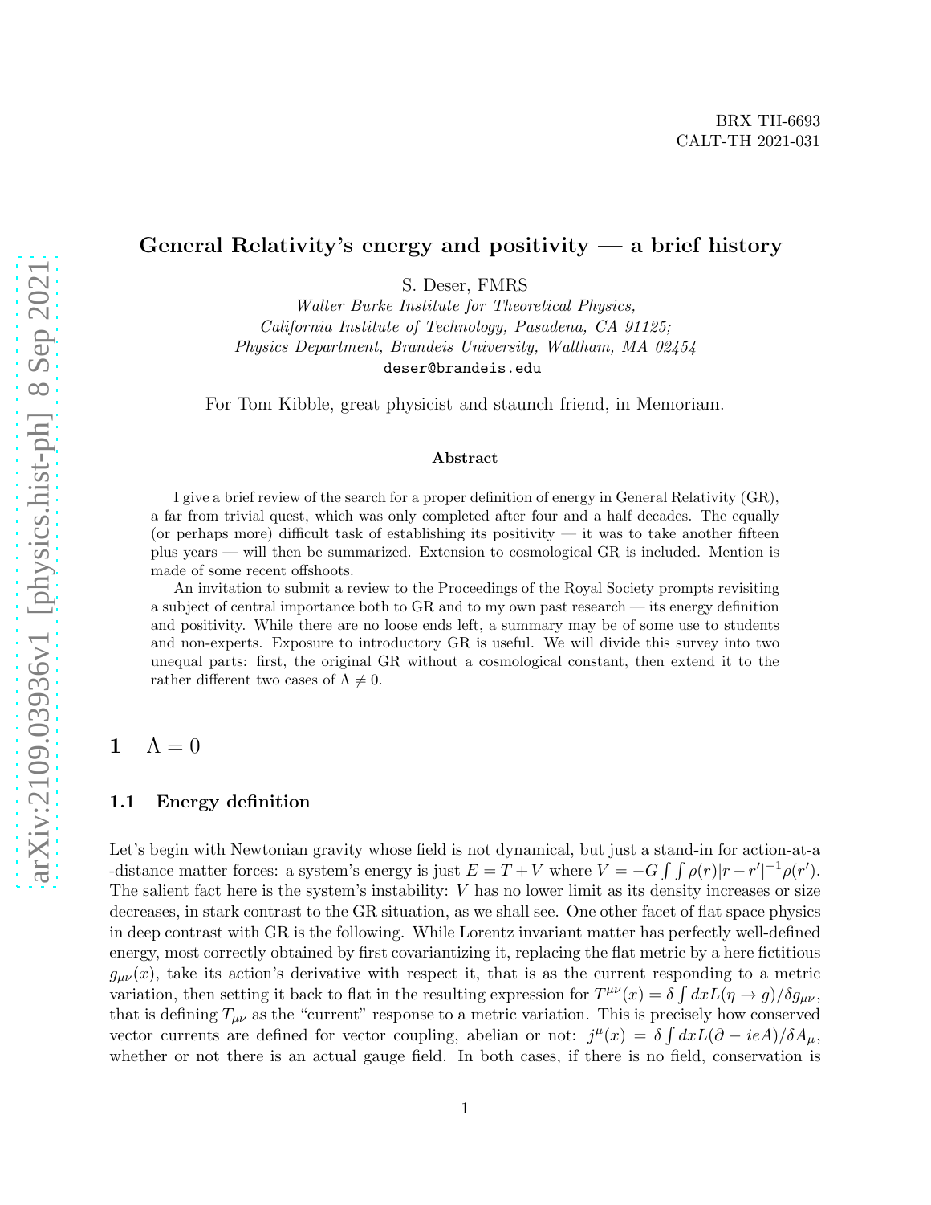BRX TH-6693
CALT-TH 2021-031

# General Relativity's energy and positivity — a brief history

S. Deser, FMRS

*Walter Burke Institute for Theoretical Physics,*
*California Institute of Technology, Pasadena, CA 91125;*
*Physics Department, Brandeis University, Waltham, MA 02454*
deser@brandeis.edu

For Tom Kibble, great physicist and staunch friend, in Memoriam.

### Abstract

I give a brief review of the search for a proper definition of energy in General Relativity (GR), a far from trivial quest, which was only completed after four and a half decades. The equally (or perhaps more) difficult task of establishing its positivity — it was to take another fifteen plus years — will then be summarized. Extension to cosmological GR is included. Mention is made of some recent offshoots.

An invitation to submit a review to the Proceedings of the Royal Society prompts revisiting a subject of central importance both to GR and to my own past research — its energy definition and positivity. While there are no loose ends left, a summary may be of some use to students and non-experts. Exposure to introductory GR is useful. We will divide this survey into two unequal parts: first, the original GR without a cosmological constant, then extend it to the rather different two cases of $\Lambda \neq 0$.

## 1 $\Lambda = 0$

### 1.1 Energy definition

Let's begin with Newtonian gravity whose field is not dynamical, but just a stand-in for action-at-a -distance matter forces: a system's energy is just $E = T + V$ where $V = -G \int\int \rho(r)|r - r'|^{-1}\rho(r')$. The salient fact here is the system's instability: $V$ has no lower limit as its density increases or size decreases, in stark contrast to the GR situation, as we shall see. One other facet of flat space physics in deep contrast with GR is the following. While Lorentz invariant matter has perfectly well-defined energy, most correctly obtained by first covariantizing it, replacing the flat metric by a here fictitious $g_{\mu\nu}(x)$, take its action's derivative with respect it, that is as the current responding to a metric variation, then setting it back to flat in the resulting expression for $T^{\mu\nu}(x) = \delta \int dx L(\eta \to g)/\delta g_{\mu\nu}$, that is defining $T_{\mu\nu}$ as the "current" response to a metric variation. This is precisely how conserved vector currents are defined for vector coupling, abelian or not: $j^{\mu}(x) = \delta \int dx L(\partial - ieA)/\delta A_{\mu}$, whether or not there is an actual gauge field. In both cases, if there is no field, conservation is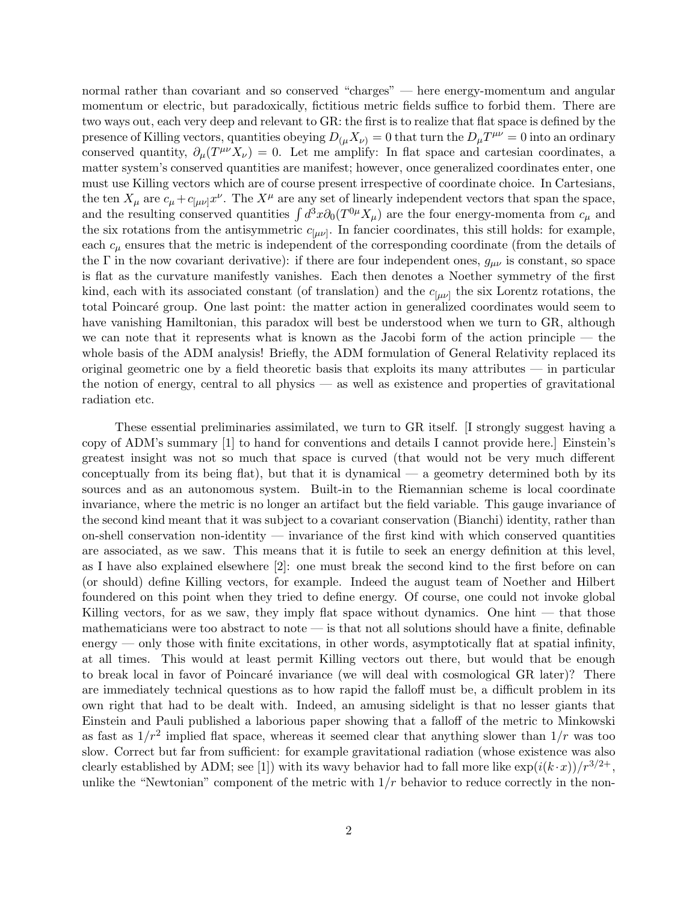normal rather than covariant and so conserved "charges" — here energy-momentum and angular momentum or electric, but paradoxically, fictitious metric fields suffice to forbid them. There are two ways out, each very deep and relevant to GR: the first is to realize that flat space is defined by the presence of Killing vectors, quantities obeying $D_{(\mu}X_{\nu)} = 0$ that turn the $D_\mu T^{\mu\nu} = 0$ into an ordinary conserved quantity, $\partial_\mu(T^{\mu\nu}X_\nu) = 0$. Let me amplify: In flat space and cartesian coordinates, a matter system's conserved quantities are manifest; however, once generalized coordinates enter, one must use Killing vectors which are of course present irrespective of coordinate choice. In Cartesians, the ten $X_\mu$ are $c_\mu + c_{[\mu\nu]}x^\nu$. The $X^\mu$ are any set of linearly independent vectors that span the space, and the resulting conserved quantities $\int d^3x \partial_0(T^{0\mu}X_\mu)$ are the four energy-momenta from $c_\mu$ and the six rotations from the antisymmetric $c_{[\mu\nu]}$. In fancier coordinates, this still holds: for example, each $c_\mu$ ensures that the metric is independent of the corresponding coordinate (from the details of the $\Gamma$ in the now covariant derivative): if there are four independent ones, $g_{\mu\nu}$ is constant, so space is flat as the curvature manifestly vanishes. Each then denotes a Noether symmetry of the first kind, each with its associated constant (of translation) and the $c_{[\mu\nu]}$ the six Lorentz rotations, the total Poincaré group. One last point: the matter action in generalized coordinates would seem to have vanishing Hamiltonian, this paradox will best be understood when we turn to GR, although we can note that it represents what is known as the Jacobi form of the action principle — the whole basis of the ADM analysis! Briefly, the ADM formulation of General Relativity replaced its original geometric one by a field theoretic basis that exploits its many attributes — in particular the notion of energy, central to all physics — as well as existence and properties of gravitational radiation etc.

These essential preliminaries assimilated, we turn to GR itself. [I strongly suggest having a copy of ADM's summary [1] to hand for conventions and details I cannot provide here.] Einstein's greatest insight was not so much that space is curved (that would not be very much different conceptually from its being flat), but that it is dynamical — a geometry determined both by its sources and as an autonomous system. Built-in to the Riemannian scheme is local coordinate invariance, where the metric is no longer an artifact but the field variable. This gauge invariance of the second kind meant that it was subject to a covariant conservation (Bianchi) identity, rather than on-shell conservation non-identity — invariance of the first kind with which conserved quantities are associated, as we saw. This means that it is futile to seek an energy definition at this level, as I have also explained elsewhere [2]: one must break the second kind to the first before on can (or should) define Killing vectors, for example. Indeed the august team of Noether and Hilbert foundered on this point when they tried to define energy. Of course, one could not invoke global Killing vectors, for as we saw, they imply flat space without dynamics. One hint — that those mathematicians were too abstract to note — is that not all solutions should have a finite, definable energy — only those with finite excitations, in other words, asymptotically flat at spatial infinity, at all times. This would at least permit Killing vectors out there, but would that be enough to break local in favor of Poincaré invariance (we will deal with cosmological GR later)? There are immediately technical questions as to how rapid the falloff must be, a difficult problem in its own right that had to be dealt with. Indeed, an amusing sidelight is that no lesser giants that Einstein and Pauli published a laborious paper showing that a falloff of the metric to Minkowski as fast as $1/r^2$ implied flat space, whereas it seemed clear that anything slower than $1/r$ was too slow. Correct but far from sufficient: for example gravitational radiation (whose existence was also clearly established by ADM; see [1]) with its wavy behavior had to fall more like $\exp(i(k \cdot x))/r^{3/2+}$, unlike the "Newtonian" component of the metric with $1/r$ behavior to reduce correctly in the non-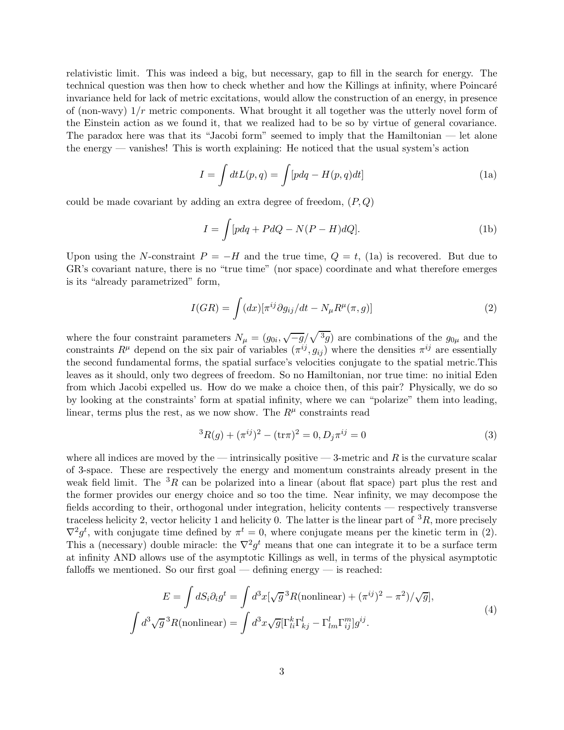relativistic limit. This was indeed a big, but necessary, gap to fill in the search for energy. The technical question was then how to check whether and how the Killings at infinity, where Poincaré invariance held for lack of metric excitations, would allow the construction of an energy, in presence of (non-wavy) $1/r$ metric components. What brought it all together was the utterly novel form of the Einstein action as we found it, that we realized had to be so by virtue of general covariance. The paradox here was that its "Jacobi form" seemed to imply that the Hamiltonian — let alone the energy — vanishes! This is worth explaining: He noticed that the usual system's action

$$I = \int dt L(p,q) = \int [pdq - H(p,q)dt] \tag{1a}$$

could be made covariant by adding an extra degree of freedom, $(P,Q)$

$$I = \int [pdq + PdQ - N(P-H)dQ]. \tag{1b}$$

Upon using the $N$-constraint $P = -H$ and the true time, $Q = t$, (1a) is recovered. But due to GR's covariant nature, there is no "true time" (nor space) coordinate and what therefore emerges is its "already parametrized" form,

$$I(GR) = \int (dx)[\pi^{ij}\partial g_{ij}/dt - N_\mu R^\mu(\pi, g)] \tag{2}$$

where the four constraint parameters $N_\mu = (g_{0i}, \sqrt{-g}/\sqrt{{}^3g})$ are combinations of the $g_{0\mu}$ and the constraints $R^\mu$ depend on the six pair of variables $(\pi^{ij}, g_{ij})$ where the densities $\pi^{ij}$ are essentially the second fundamental forms, the spatial surface's velocities conjugate to the spatial metric.This leaves as it should, only two degrees of freedom. So no Hamiltonian, nor true time: no initial Eden from which Jacobi expelled us. How do we make a choice then, of this pair? Physically, we do so by looking at the constraints' form at spatial infinity, where we can "polarize" them into leading, linear, terms plus the rest, as we now show. The $R^\mu$ constraints read

$${}^3R(g) + (\pi^{ij})^2 - (\mathrm{tr}\pi)^2 = 0, D_j\pi^{ij} = 0 \tag{3}$$

where all indices are moved by the — intrinsically positive — 3-metric and $R$ is the curvature scalar of 3-space. These are respectively the energy and momentum constraints already present in the weak field limit. The ${}^3R$ can be polarized into a linear (about flat space) part plus the rest and the former provides our energy choice and so too the time. Near infinity, we may decompose the fields according to their, orthogonal under integration, helicity contents — respectively transverse traceless helicity 2, vector helicity 1 and helicity 0. The latter is the linear part of ${}^3R$, more precisely $\nabla^2 g^t$, with conjugate time defined by $\pi^t = 0$, where conjugate means per the kinetic term in (2). This a (necessary) double miracle: the $\nabla^2 g^t$ means that one can integrate it to be a surface term at infinity AND allows use of the asymptotic Killings as well, in terms of the physical asymptotic falloffs we mentioned. So our first goal — defining energy — is reached:

$$
\begin{aligned}
E = \int dS_i \partial_i g^t &= \int d^3x[\sqrt{g}\,{}^3R(\text{nonlinear}) + (\pi^{ij})^2 - \pi^2)/\sqrt{g}], \\
\int d^3\sqrt{g}\,{}^3R(\text{nonlinear}) &= \int d^3x\sqrt{g}[\Gamma^k_{li}\Gamma^l_{kj} - \Gamma^l_{lm}\Gamma^m_{ij}]g^{ij}.
\end{aligned}
\tag{4}
$$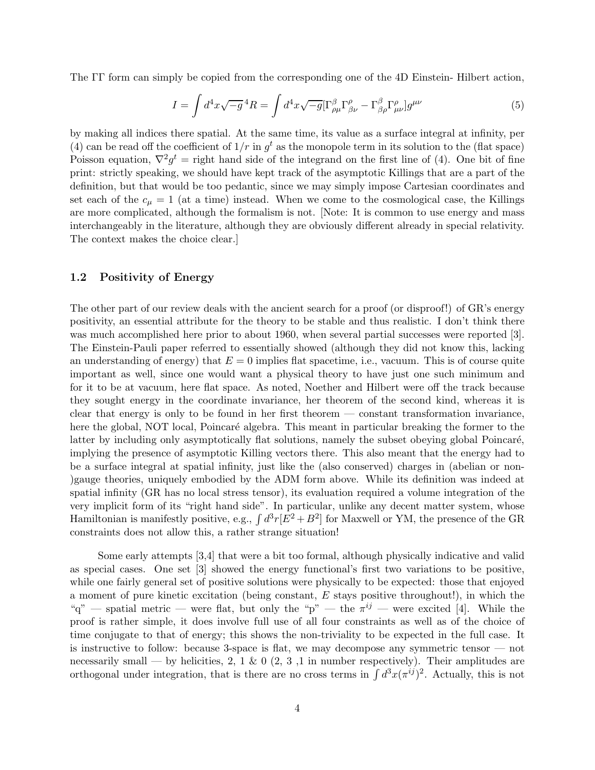The ΓΓ form can simply be copied from the corresponding one of the 4D Einstein- Hilbert action,

$$I = \int d^4x\sqrt{-g}\,{}^4R = \int d^4x\sqrt{-g}[\Gamma^\beta_{\rho\mu}\Gamma^\rho_{\beta\nu} - \Gamma^\beta_{\beta\rho}\Gamma^\rho_{\mu\nu}]g^{\mu\nu} \tag{5}$$

by making all indices there spatial. At the same time, its value as a surface integral at infinity, per (4) can be read off the coefficient of $1/r$ in $g^t$ as the monopole term in its solution to the (flat space) Poisson equation, $\nabla^2 g^t =$ right hand side of the integrand on the first line of (4). One bit of fine print: strictly speaking, we should have kept track of the asymptotic Killings that are a part of the definition, but that would be too pedantic, since we may simply impose Cartesian coordinates and set each of the $c_\mu = 1$ (at a time) instead. When we come to the cosmological case, the Killings are more complicated, although the formalism is not. [Note: It is common to use energy and mass interchangeably in the literature, although they are obviously different already in special relativity. The context makes the choice clear.]

### 1.2 Positivity of Energy

The other part of our review deals with the ancient search for a proof (or disproof!) of GR's energy positivity, an essential attribute for the theory to be stable and thus realistic. I don't think there was much accomplished here prior to about 1960, when several partial successes were reported [3]. The Einstein-Pauli paper referred to essentially showed (although they did not know this, lacking an understanding of energy) that $E = 0$ implies flat spacetime, i.e., vacuum. This is of course quite important as well, since one would want a physical theory to have just one such minimum and for it to be at vacuum, here flat space. As noted, Noether and Hilbert were off the track because they sought energy in the coordinate invariance, her theorem of the second kind, whereas it is clear that energy is only to be found in her first theorem — constant transformation invariance, here the global, NOT local, Poincaré algebra. This meant in particular breaking the former to the latter by including only asymptotically flat solutions, namely the subset obeying global Poincaré, implying the presence of asymptotic Killing vectors there. This also meant that the energy had to be a surface integral at spatial infinity, just like the (also conserved) charges in (abelian or non-)gauge theories, uniquely embodied by the ADM form above. While its definition was indeed at spatial infinity (GR has no local stress tensor), its evaluation required a volume integration of the very implicit form of its "right hand side". In particular, unlike any decent matter system, whose Hamiltonian is manifestly positive, e.g., $\int d^3r[E^2 + B^2]$ for Maxwell or YM, the presence of the GR constraints does not allow this, a rather strange situation!

Some early attempts [3,4] that were a bit too formal, although physically indicative and valid as special cases. One set [3] showed the energy functional's first two variations to be positive, while one fairly general set of positive solutions were physically to be expected: those that enjoyed a moment of pure kinetic excitation (being constant, $E$ stays positive throughout!), in which the "q" — spatial metric — were flat, but only the "p" — the $\pi^{ij}$ — were excited [4]. While the proof is rather simple, it does involve full use of all four constraints as well as of the choice of time conjugate to that of energy; this shows the non-triviality to be expected in the full case. It is instructive to follow: because 3-space is flat, we may decompose any symmetric tensor — not necessarily small — by helicities, 2, 1 & 0 (2, 3 ,1 in number respectively). Their amplitudes are orthogonal under integration, that is there are no cross terms in $\int d^3x(\pi^{ij})^2$. Actually, this is not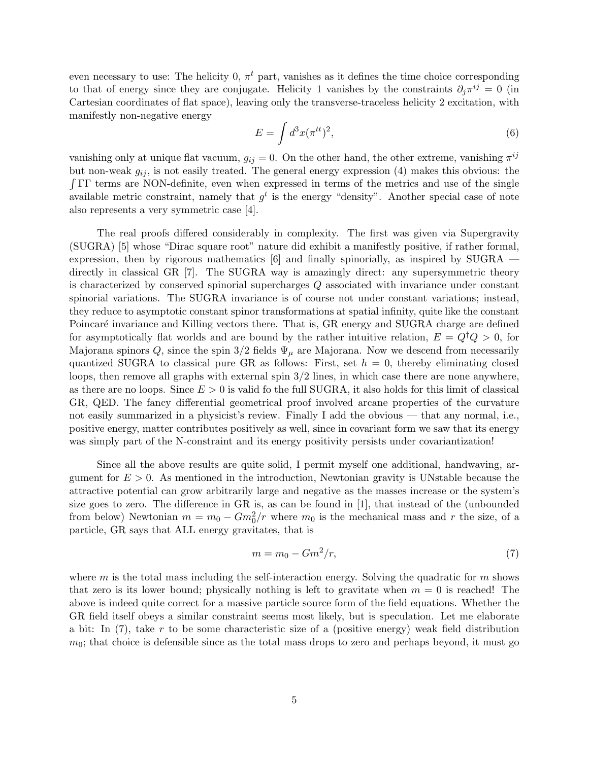even necessary to use: The helicity 0, $\pi^t$ part, vanishes as it defines the time choice corresponding to that of energy since they are conjugate. Helicity 1 vanishes by the constraints $\partial_j \pi^{ij} = 0$ (in Cartesian coordinates of flat space), leaving only the transverse-traceless helicity 2 excitation, with manifestly non-negative energy

$$E = \int d^3x (\pi^{tt})^2, \tag{6}$$

vanishing only at unique flat vacuum, $g_{ij} = 0$. On the other hand, the other extreme, vanishing $\pi^{ij}$ but non-weak $g_{ij}$, is not easily treated. The general energy expression (4) makes this obvious: the $\int \Gamma\Gamma$ terms are NON-definite, even when expressed in terms of the metrics and use of the single available metric constraint, namely that $g^t$ is the energy "density". Another special case of note also represents a very symmetric case [4].

The real proofs differed considerably in complexity. The first was given via Supergravity (SUGRA) [5] whose "Dirac square root" nature did exhibit a manifestly positive, if rather formal, expression, then by rigorous mathematics [6] and finally spinorially, as inspired by SUGRA — directly in classical GR [7]. The SUGRA way is amazingly direct: any supersymmetric theory is characterized by conserved spinorial supercharges $Q$ associated with invariance under constant spinorial variations. The SUGRA invariance is of course not under constant variations; instead, they reduce to asymptotic constant spinor transformations at spatial infinity, quite like the constant Poincaré invariance and Killing vectors there. That is, GR energy and SUGRA charge are defined for asymptotically flat worlds and are bound by the rather intuitive relation, $E = Q^\dagger Q > 0$, for Majorana spinors $Q$, since the spin 3/2 fields $\Psi_\mu$ are Majorana. Now we descend from necessarily quantized SUGRA to classical pure GR as follows: First, set $h = 0$, thereby eliminating closed loops, then remove all graphs with external spin 3/2 lines, in which case there are none anywhere, as there are no loops. Since $E > 0$ is valid fo the full SUGRA, it also holds for this limit of classical GR, QED. The fancy differential geometrical proof involved arcane properties of the curvature not easily summarized in a physicist's review. Finally I add the obvious — that any normal, i.e., positive energy, matter contributes positively as well, since in covariant form we saw that its energy was simply part of the N-constraint and its energy positivity persists under covariantization!

Since all the above results are quite solid, I permit myself one additional, handwaving, argument for $E > 0$. As mentioned in the introduction, Newtonian gravity is UNstable because the attractive potential can grow arbitrarily large and negative as the masses increase or the system's size goes to zero. The difference in GR is, as can be found in [1], that instead of the (unbounded from below) Newtonian $m = m_0 - Gm_0^2/r$ where $m_0$ is the mechanical mass and $r$ the size, of a particle, GR says that ALL energy gravitates, that is

$$m = m_0 - Gm^2/r, \tag{7}$$

where $m$ is the total mass including the self-interaction energy. Solving the quadratic for $m$ shows that zero is its lower bound; physically nothing is left to gravitate when $m = 0$ is reached! The above is indeed quite correct for a massive particle source form of the field equations. Whether the GR field itself obeys a similar constraint seems most likely, but is speculation. Let me elaborate a bit: In (7), take $r$ to be some characteristic size of a (positive energy) weak field distribution $m_0$; that choice is defensible since as the total mass drops to zero and perhaps beyond, it must go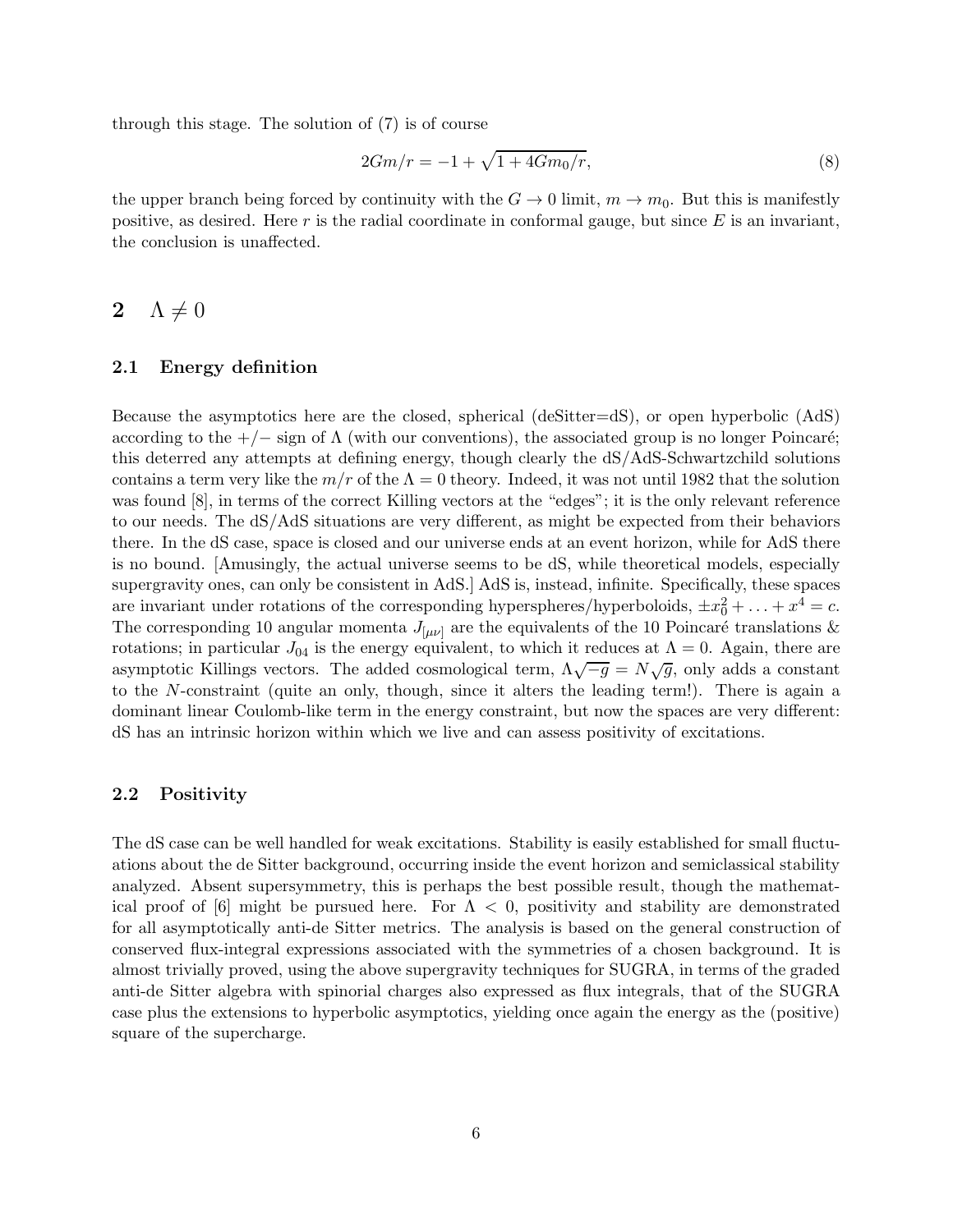through this stage. The solution of (7) is of course

$$2Gm/r = -1 + \sqrt{1 + 4Gm_0/r}, \tag{8}$$

the upper branch being forced by continuity with the $G \to 0$ limit, $m \to m_0$. But this is manifestly positive, as desired. Here $r$ is the radial coordinate in conformal gauge, but since $E$ is an invariant, the conclusion is unaffected.

## 2 $\Lambda \neq 0$

### 2.1 Energy definition

Because the asymptotics here are the closed, spherical (deSitter=dS), or open hyperbolic (AdS) according to the $+/-$ sign of $\Lambda$ (with our conventions), the associated group is no longer Poincaré; this deterred any attempts at defining energy, though clearly the dS/AdS-Schwartzchild solutions contains a term very like the $m/r$ of the $\Lambda = 0$ theory. Indeed, it was not until 1982 that the solution was found [8], in terms of the correct Killing vectors at the "edges"; it is the only relevant reference to our needs. The dS/AdS situations are very different, as might be expected from their behaviors there. In the dS case, space is closed and our universe ends at an event horizon, while for AdS there is no bound. [Amusingly, the actual universe seems to be dS, while theoretical models, especially supergravity ones, can only be consistent in AdS.] AdS is, instead, infinite. Specifically, these spaces are invariant under rotations of the corresponding hyperspheres/hyperboloids, $\pm x_0^2 + \ldots + x^4 = c$. The corresponding 10 angular momenta $J_{[\mu\nu]}$ are the equivalents of the 10 Poincaré translations & rotations; in particular $J_{04}$ is the energy equivalent, to which it reduces at $\Lambda = 0$. Again, there are asymptotic Killings vectors. The added cosmological term, $\Lambda\sqrt{-g} = N\sqrt{g}$, only adds a constant to the $N$-constraint (quite an only, though, since it alters the leading term!). There is again a dominant linear Coulomb-like term in the energy constraint, but now the spaces are very different: dS has an intrinsic horizon within which we live and can assess positivity of excitations.

### 2.2 Positivity

The dS case can be well handled for weak excitations. Stability is easily established for small fluctuations about the de Sitter background, occurring inside the event horizon and semiclassical stability analyzed. Absent supersymmetry, this is perhaps the best possible result, though the mathematical proof of [6] might be pursued here. For $\Lambda < 0$, positivity and stability are demonstrated for all asymptotically anti-de Sitter metrics. The analysis is based on the general construction of conserved flux-integral expressions associated with the symmetries of a chosen background. It is almost trivially proved, using the above supergravity techniques for SUGRA, in terms of the graded anti-de Sitter algebra with spinorial charges also expressed as flux integrals, that of the SUGRA case plus the extensions to hyperbolic asymptotics, yielding once again the energy as the (positive) square of the supercharge.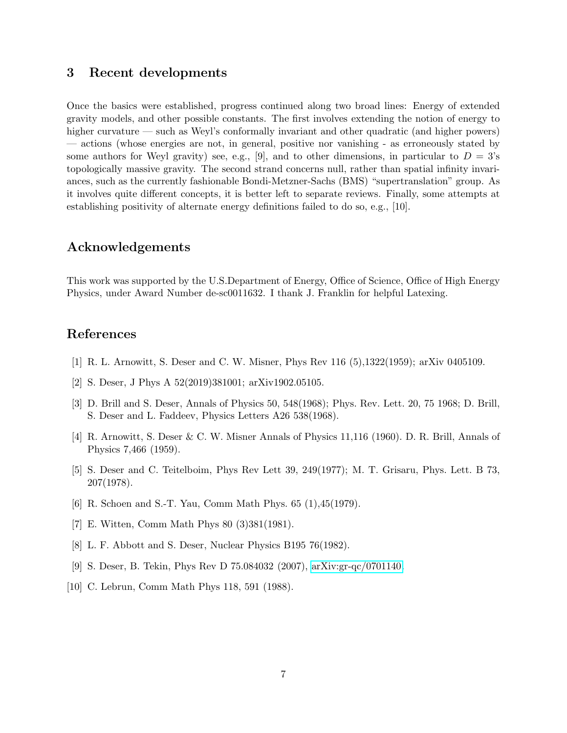## 3 Recent developments

Once the basics were established, progress continued along two broad lines: Energy of extended gravity models, and other possible constants. The first involves extending the notion of energy to higher curvature — such as Weyl's conformally invariant and other quadratic (and higher powers) — actions (whose energies are not, in general, positive nor vanishing - as erroneously stated by some authors for Weyl gravity) see, e.g., [9], and to other dimensions, in particular to $D = 3$'s topologically massive gravity. The second strand concerns null, rather than spatial infinity invariances, such as the currently fashionable Bondi-Metzner-Sachs (BMS) "supertranslation" group. As it involves quite different concepts, it is better left to separate reviews. Finally, some attempts at establishing positivity of alternate energy definitions failed to do so, e.g., [10].

## Acknowledgements

This work was supported by the U.S.Department of Energy, Office of Science, Office of High Energy Physics, under Award Number de-sc0011632. I thank J. Franklin for helpful Latexing.

## References

[1] R. L. Arnowitt, S. Deser and C. W. Misner, Phys Rev 116 (5),1322(1959); arXiv 0405109.

[2] S. Deser, J Phys A 52(2019)381001; arXiv1902.05105.

[3] D. Brill and S. Deser, Annals of Physics 50, 548(1968); Phys. Rev. Lett. 20, 75 1968; D. Brill, S. Deser and L. Faddeev, Physics Letters A26 538(1968).

[4] R. Arnowitt, S. Deser & C. W. Misner Annals of Physics 11,116 (1960). D. R. Brill, Annals of Physics 7,466 (1959).

[5] S. Deser and C. Teitelboim, Phys Rev Lett 39, 249(1977); M. T. Grisaru, Phys. Lett. B 73, 207(1978).

[6] R. Schoen and S.-T. Yau, Comm Math Phys. 65 (1),45(1979).

[7] E. Witten, Comm Math Phys 80 (3)381(1981).

[8] L. F. Abbott and S. Deser, Nuclear Physics B195 76(1982).

[9] S. Deser, B. Tekin, Phys Rev D 75.084032 (2007), arXiv:gr-qc/0701140.

[10] C. Lebrun, Comm Math Phys 118, 591 (1988).